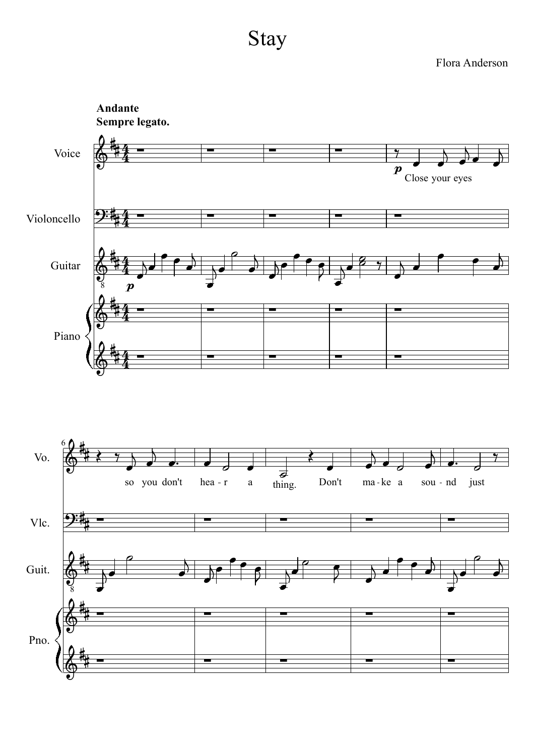# Stay

Flora Anderson

**Andante**
**Sempre legato.**

Voice

Violoncello

Guitar

Piano

Close your eyes

so you don't hea - r a thing. Don't ma - ke a sou - nd just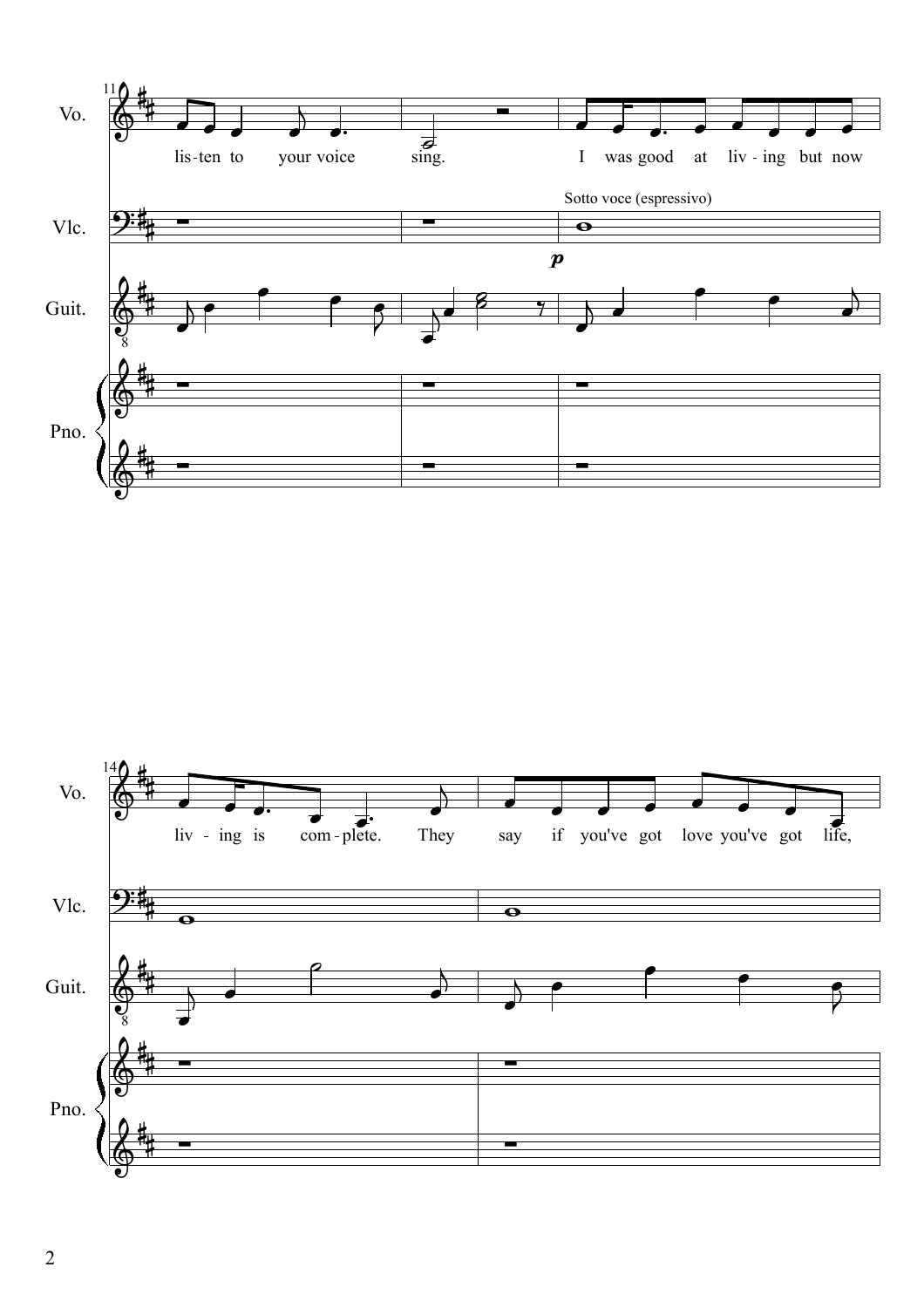11

Vo.: lis-ten to your voice sing. I was good at liv-ing but now

Vlc.: Sotto voce (espressivo) *p*

Guit.

Pno.

14

Vo.: liv-ing is com-plete. They say if you've got love you've got life,

Vlc.

Guit.

Pno.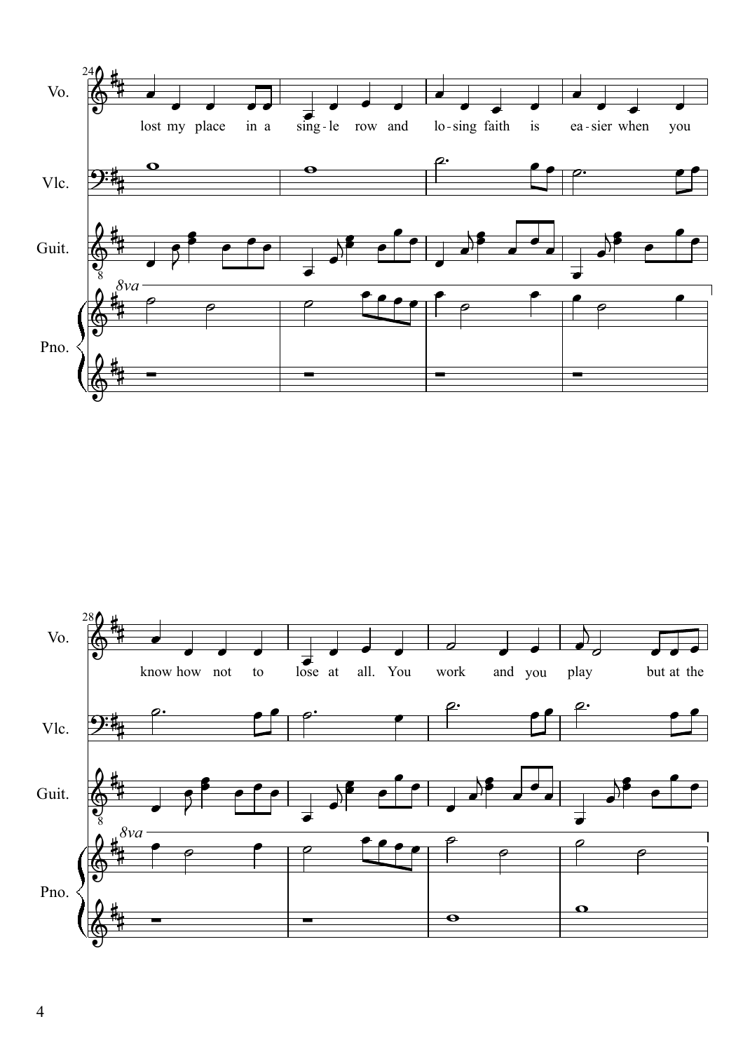Vo.

lost my place in a sing - le row and lo - sing faith is ea - sier when you

Vlc.

Guit.

Pno.

Vo.

know how not to lose at all. You work and you play but at the

Vlc.

Guit.

Pno.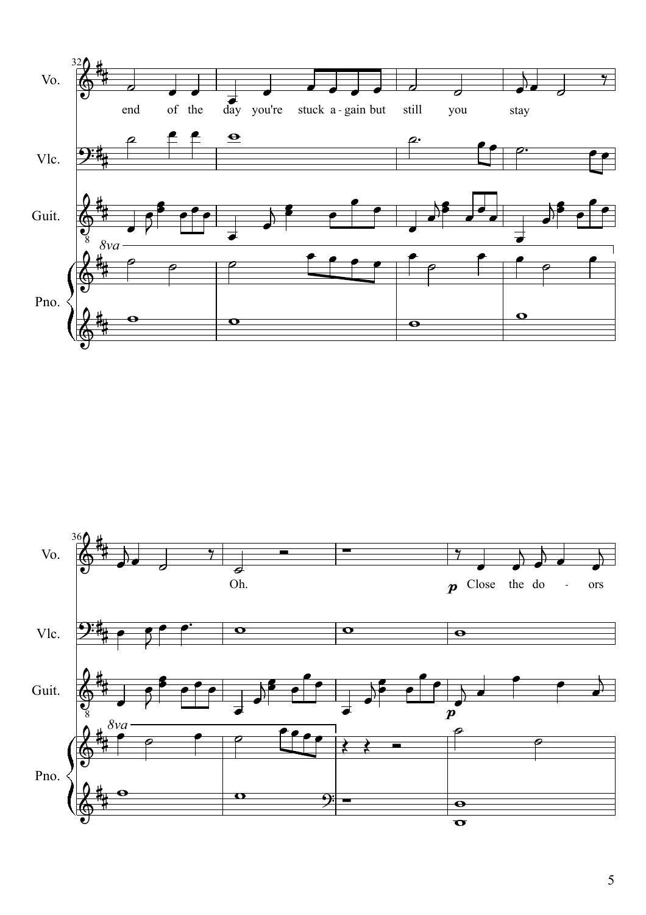Vo.

end of the day you're stuck a - gain but still you stay

Vlc.

Guit.

8va

Pno.

Vo.

Oh.

*p* Close the do - ors

Vlc.

Guit.

*p*

8va

Pno.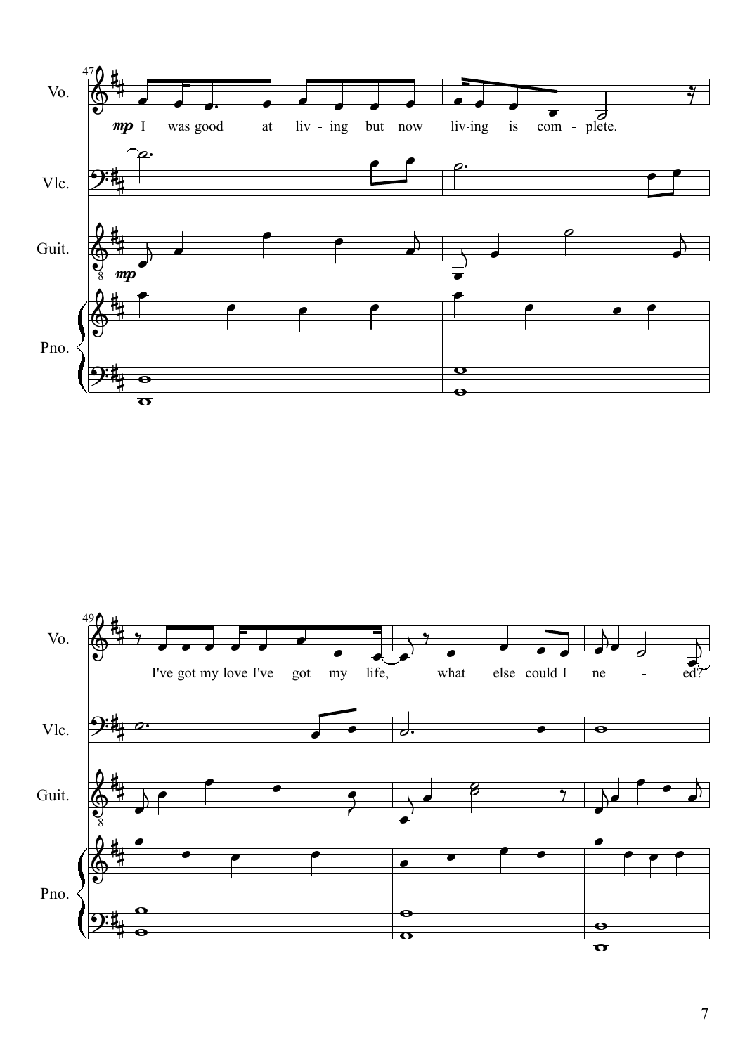47

Vo.

*mp* I was good at liv - ing but now liv-ing is com - plete.

Vlc.

Guit.

*mp*

Pno.

49

Vo.

I've got my love I've got my life, what else could I ne - ed?

Vlc.

Guit.

Pno.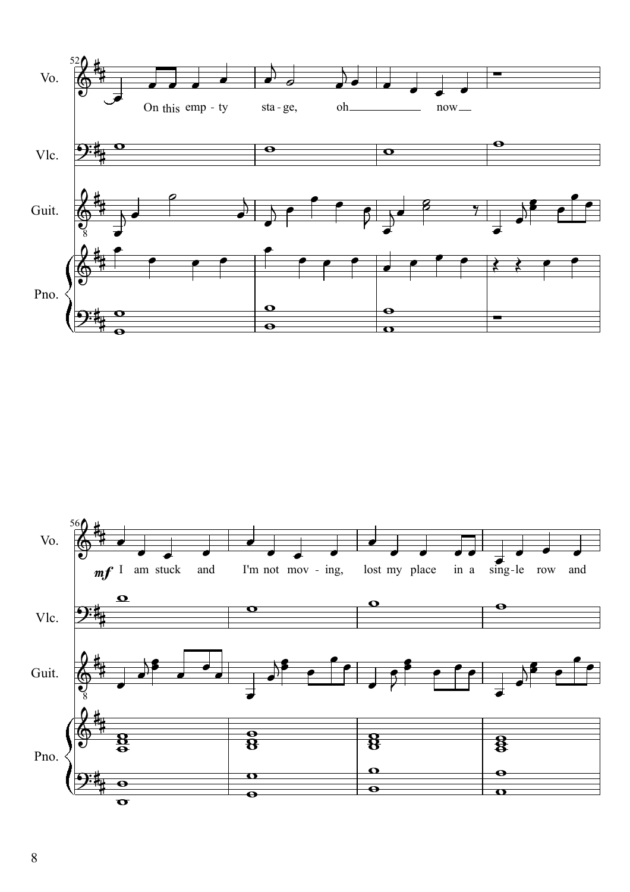Vo.

On this emp - ty sta - ge, oh now

Vlc.

Guit.

Pno.

Vo.

*mf* I am stuck and I'm not mov - ing, lost my place in a sing - le row and

Vlc.

Guit.

Pno.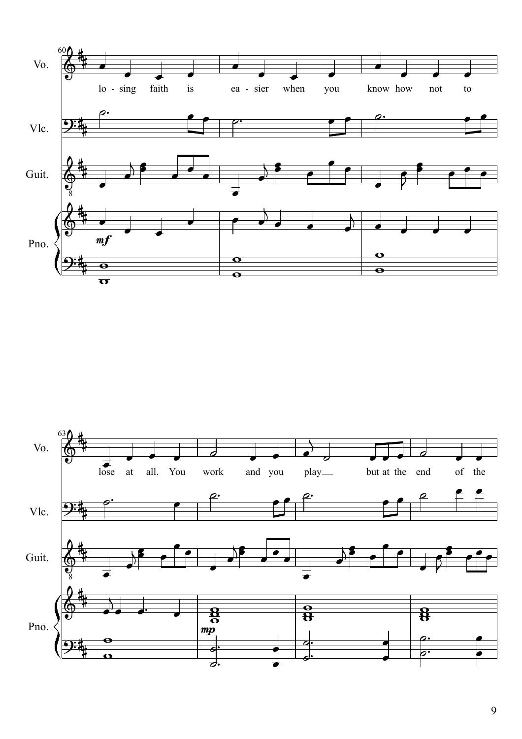Vo.

lo - sing faith is ea - sier when you know how not to

Vlc.

Guit.

Pno.

*mf*

Vo.

lose at all. You work and you play but at the end of the

Vlc.

Guit.

Pno.

*mp*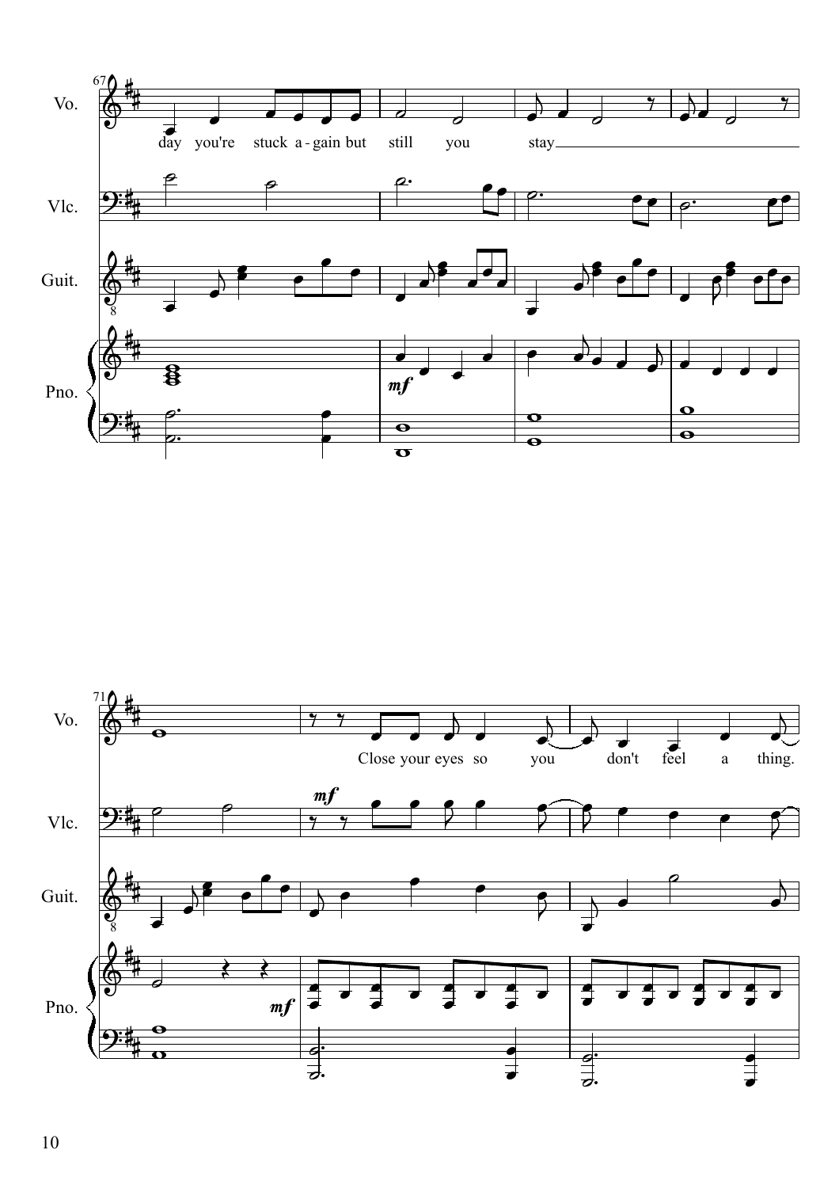Vo.

Vlc.

Guit.

Pno.

day you're stuck a - gain but still you stay

Close your eyes so you don't feel a thing.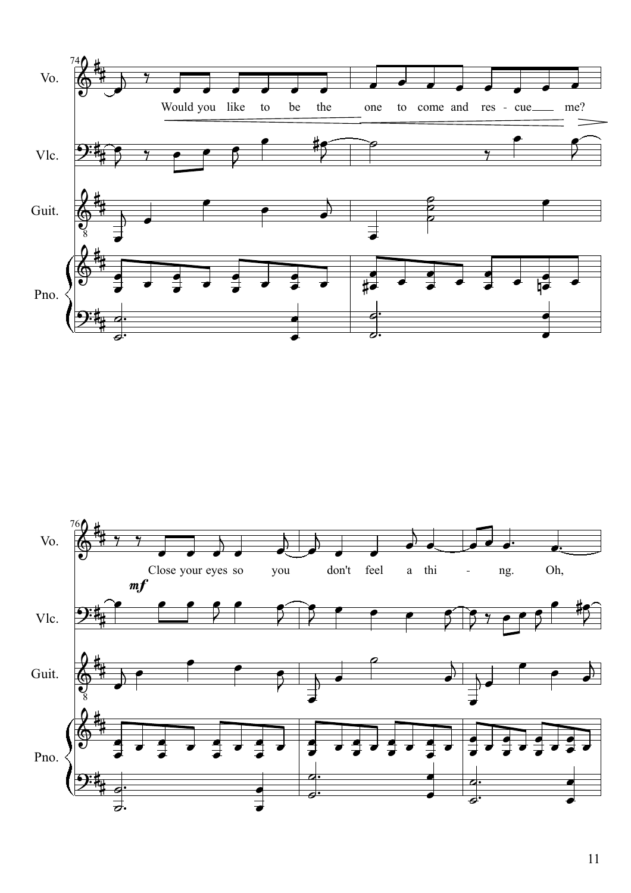Vo.

Would you like to be the one to come and res - cue me?

Vlc.

Guit.

Pno.

Vo.

*mf*

Close your eyes so you don't feel a thi - ng. Oh,

Vlc.

Guit.

Pno.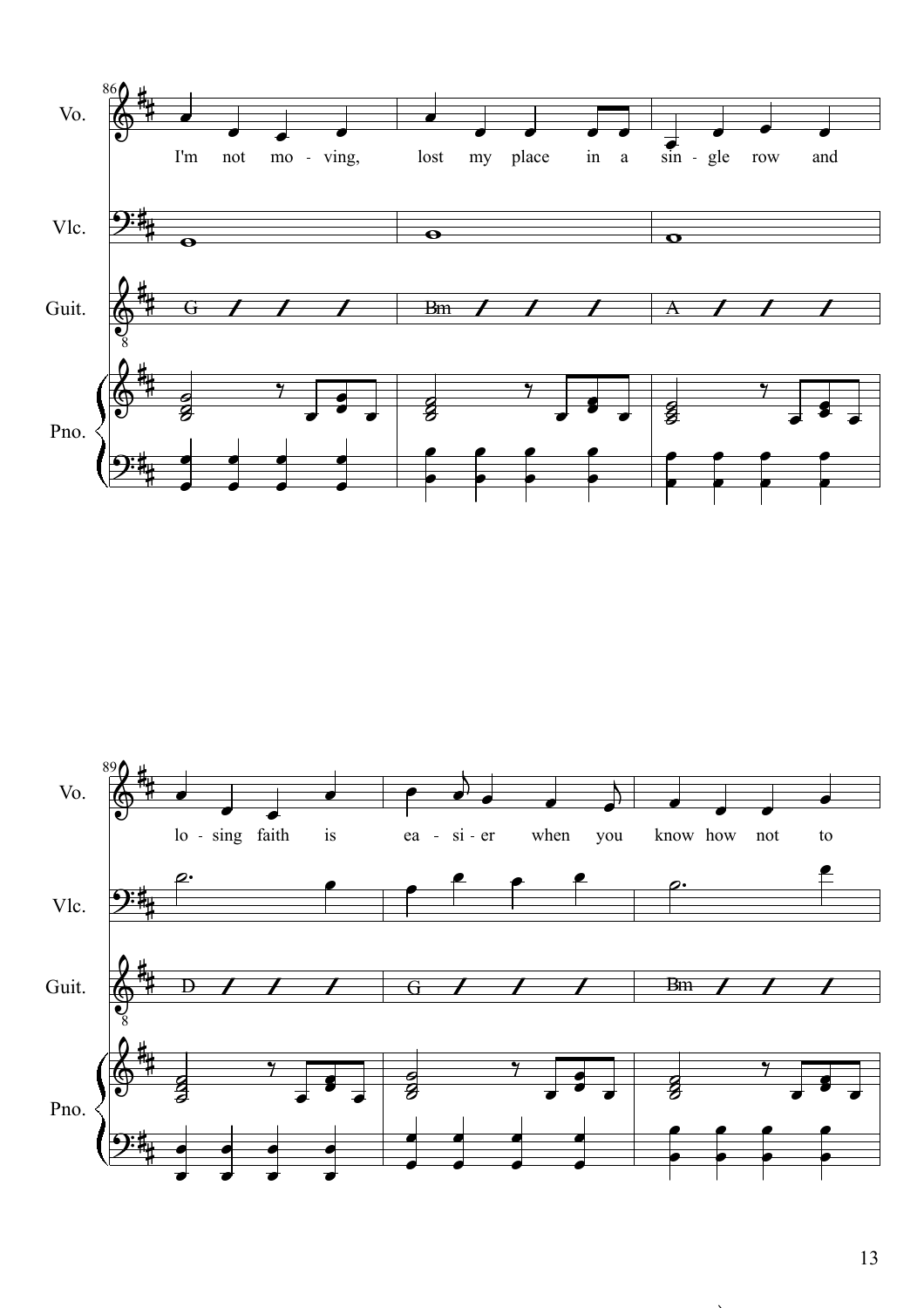I'm not mo - ving, lost my place in a sin - gle row and

lo - sing faith is ea - si - er when you know how not to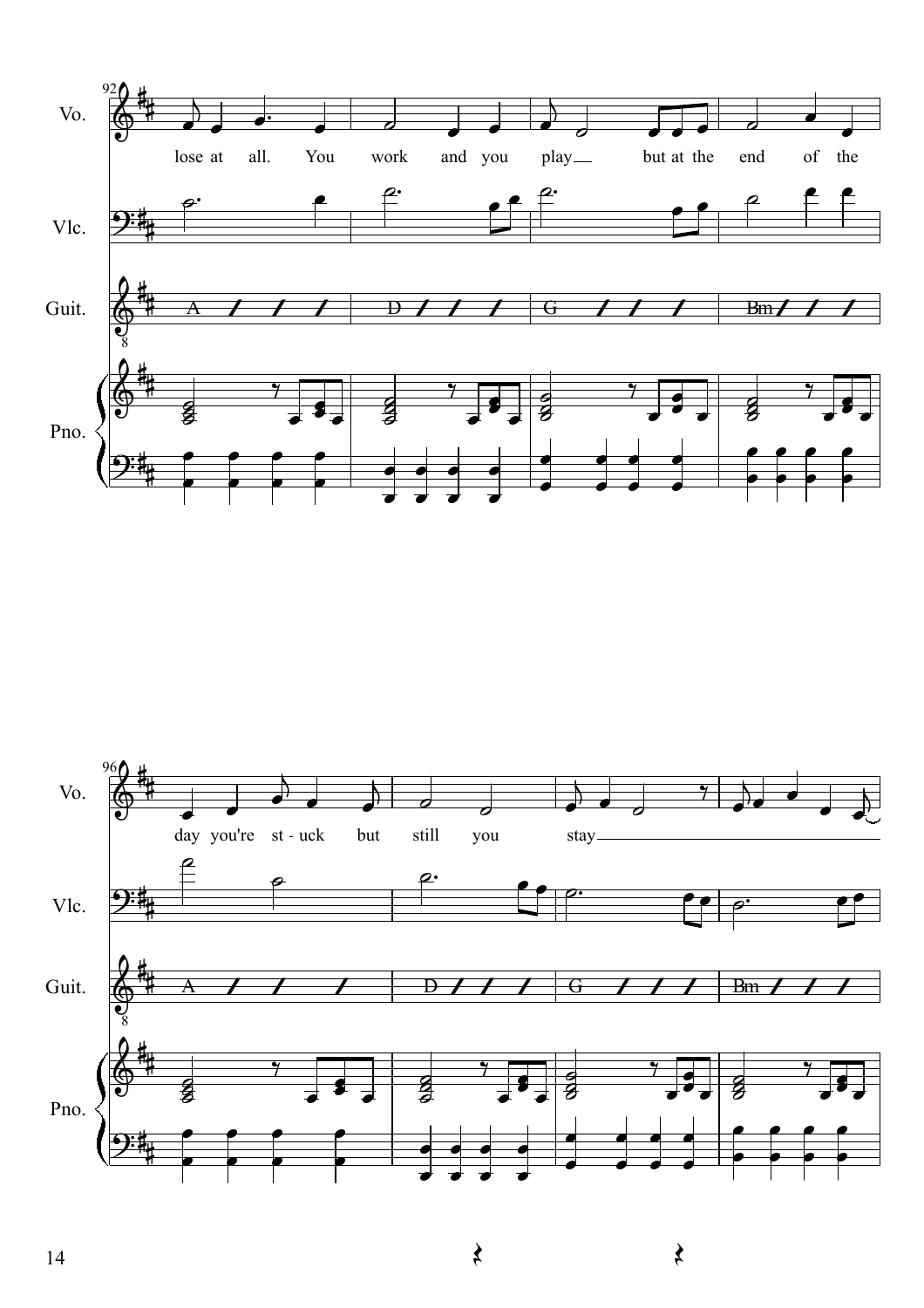92

Vo.: lose at all. You work and you play__ but at the end of the

Vlc.

Guit.: A | D | G | Bm

Pno.

96

Vo.: day you're st - uck but still you stay________________

Vlc.

Guit.: A | D | G | Bm

Pno.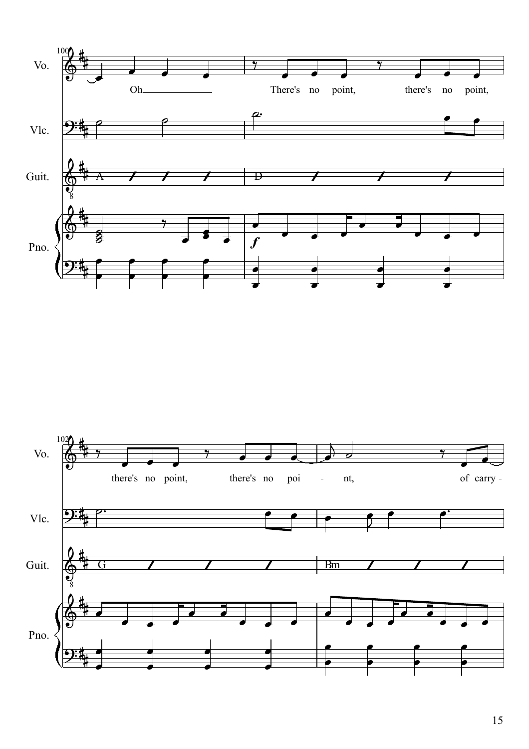Vo.

Oh There's no point, there's no point,

Vlc.

Guit.

A D

Pno.

*f*

Vo.

there's no point, there's no poi - nt, of carry -

Vlc.

Guit.

G Bm

Pno.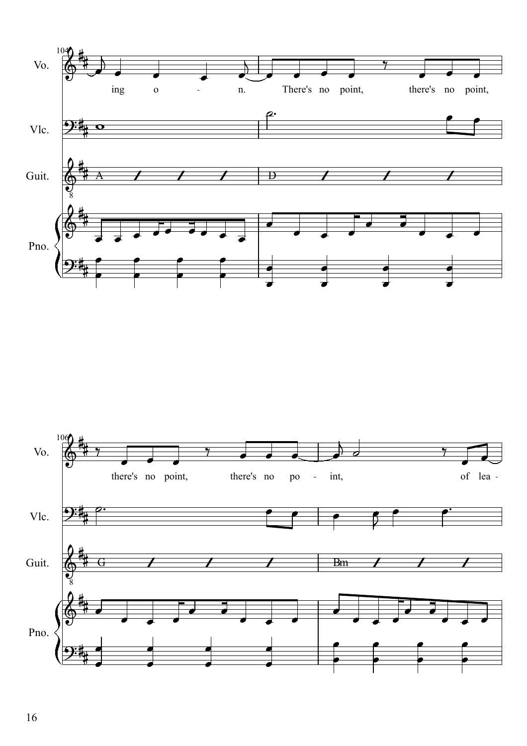104

Vo.: ing o - n. There's no point, there's no point,

Vlc.

Guit.: A D

Pno.

106

Vo.: there's no point, there's no po - int, of lea -

Vlc.

Guit.: G Bm

Pno.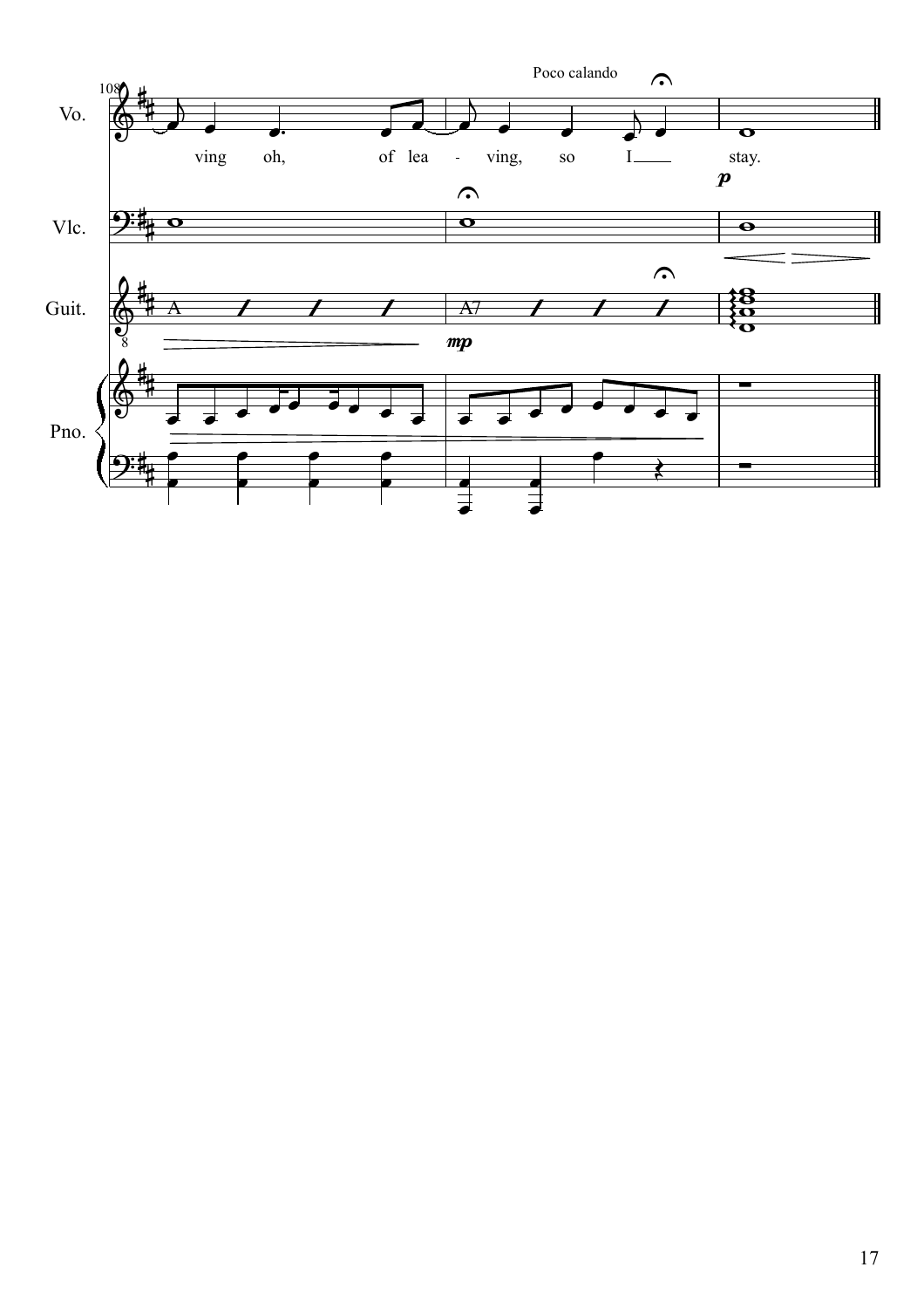Poco calando

Vo.

ving oh, of lea - ving, so I stay.

Vlc.

Guit.

A A7

Pno.